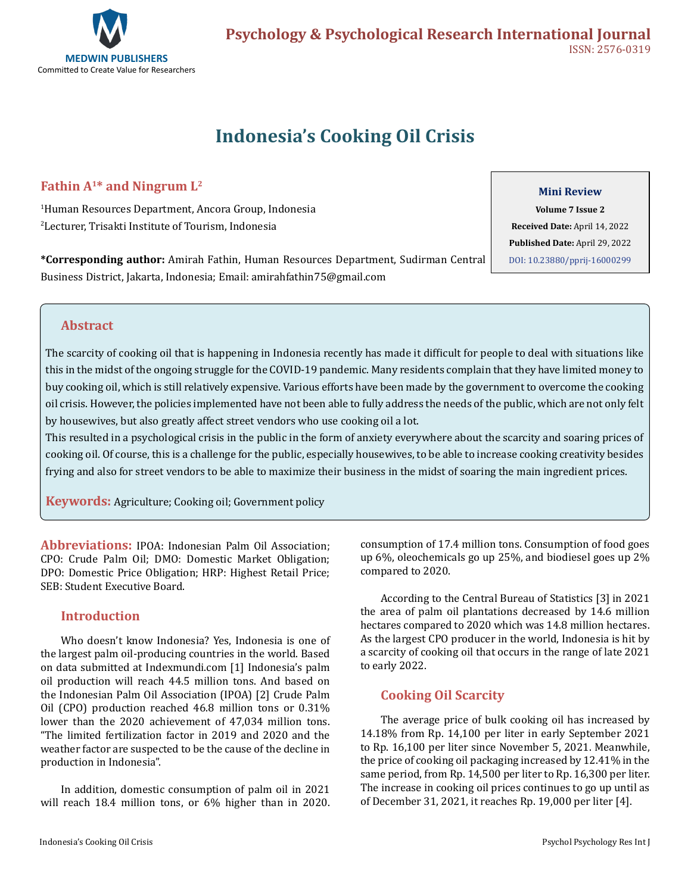# Indonesia's Cooking Oil Crisis

**Fathin A[1]* and Ningrum L[2]**

[1]Human Resources Department, Ancora Group, Indonesia

[2]Lecturer, Trisakti Institute of Tourism, Indonesia

***Corresponding author:** Amirah Fathin, Human Resources Department, Sudirman Central Business District, Jakarta, Indonesia; Email: amirahfathin75@gmail.com

**Mini Review**

**Volume 7 Issue 2**

**Received Date:** April 14, 2022

**Published Date:** April 29, 2022

DOI: 10.23880/pprij-16000299

## Abstract

The scarcity of cooking oil that is happening in Indonesia recently has made it difficult for people to deal with situations like this in the midst of the ongoing struggle for the COVID-19 pandemic. Many residents complain that they have limited money to buy cooking oil, which is still relatively expensive. Various efforts have been made by the government to overcome the cooking oil crisis. However, the policies implemented have not been able to fully address the needs of the public, which are not only felt by housewives, but also greatly affect street vendors who use cooking oil a lot.

This resulted in a psychological crisis in the public in the form of anxiety everywhere about the scarcity and soaring prices of cooking oil. Of course, this is a challenge for the public, especially housewives, to be able to increase cooking creativity besides frying and also for street vendors to be able to maximize their business in the midst of soaring the main ingredient prices.

**Keywords:** Agriculture; Cooking oil; Government policy

**Abbreviations:** IPOA: Indonesian Palm Oil Association; CPO: Crude Palm Oil; DMO: Domestic Market Obligation; DPO: Domestic Price Obligation; HRP: Highest Retail Price; SEB: Student Executive Board.

## Introduction

Who doesn't know Indonesia? Yes, Indonesia is one of the largest palm oil-producing countries in the world. Based on data submitted at Indexmundi.com [1] Indonesia's palm oil production will reach 44.5 million tons. And based on the Indonesian Palm Oil Association (IPOA) [2] Crude Palm Oil (CPO) production reached 46.8 million tons or 0.31% lower than the 2020 achievement of 47,034 million tons. "The limited fertilization factor in 2019 and 2020 and the weather factor are suspected to be the cause of the decline in production in Indonesia".

In addition, domestic consumption of palm oil in 2021 will reach 18.4 million tons, or 6% higher than in 2020. consumption of 17.4 million tons. Consumption of food goes up 6%, oleochemicals go up 25%, and biodiesel goes up 2% compared to 2020.

According to the Central Bureau of Statistics [3] in 2021 the area of palm oil plantations decreased by 14.6 million hectares compared to 2020 which was 14.8 million hectares. As the largest CPO producer in the world, Indonesia is hit by a scarcity of cooking oil that occurs in the range of late 2021 to early 2022.

## Cooking Oil Scarcity

The average price of bulk cooking oil has increased by 14.18% from Rp. 14,100 per liter in early September 2021 to Rp. 16,100 per liter since November 5, 2021. Meanwhile, the price of cooking oil packaging increased by 12.41% in the same period, from Rp. 14,500 per liter to Rp. 16,300 per liter. The increase in cooking oil prices continues to go up until as of December 31, 2021, it reaches Rp. 19,000 per liter [4].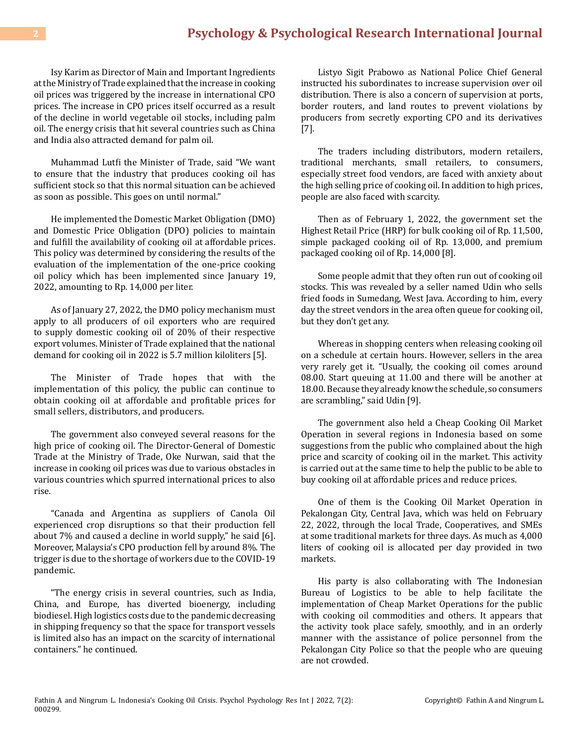Isy Karim as Director of Main and Important Ingredients at the Ministry of Trade explained that the increase in cooking oil prices was triggered by the increase in international CPO prices. The increase in CPO prices itself occurred as a result of the decline in world vegetable oil stocks, including palm oil. The energy crisis that hit several countries such as China and India also attracted demand for palm oil.

Muhammad Lutfi the Minister of Trade, said "We want to ensure that the industry that produces cooking oil has sufficient stock so that this normal situation can be achieved as soon as possible. This goes on until normal."

He implemented the Domestic Market Obligation (DMO) and Domestic Price Obligation (DPO) policies to maintain and fulfill the availability of cooking oil at affordable prices. This policy was determined by considering the results of the evaluation of the implementation of the one-price cooking oil policy which has been implemented since January 19, 2022, amounting to Rp. 14,000 per liter.

As of January 27, 2022, the DMO policy mechanism must apply to all producers of oil exporters who are required to supply domestic cooking oil of 20% of their respective export volumes. Minister of Trade explained that the national demand for cooking oil in 2022 is 5.7 million kiloliters [5].

The Minister of Trade hopes that with the implementation of this policy, the public can continue to obtain cooking oil at affordable and profitable prices for small sellers, distributors, and producers.

The government also conveyed several reasons for the high price of cooking oil. The Director-General of Domestic Trade at the Ministry of Trade, Oke Nurwan, said that the increase in cooking oil prices was due to various obstacles in various countries which spurred international prices to also rise.

"Canada and Argentina as suppliers of Canola Oil experienced crop disruptions so that their production fell about 7% and caused a decline in world supply," he said [6]. Moreover, Malaysia's CPO production fell by around 8%. The trigger is due to the shortage of workers due to the COVID-19 pandemic.

"The energy crisis in several countries, such as India, China, and Europe, has diverted bioenergy, including biodiesel. High logistics costs due to the pandemic decreasing in shipping frequency so that the space for transport vessels is limited also has an impact on the scarcity of international containers." he continued.

Listyo Sigit Prabowo as National Police Chief General instructed his subordinates to increase supervision over oil distribution. There is also a concern of supervision at ports, border routers, and land routes to prevent violations by producers from secretly exporting CPO and its derivatives [7].

The traders including distributors, modern retailers, traditional merchants, small retailers, to consumers, especially street food vendors, are faced with anxiety about the high selling price of cooking oil. In addition to high prices, people are also faced with scarcity.

Then as of February 1, 2022, the government set the Highest Retail Price (HRP) for bulk cooking oil of Rp. 11,500, simple packaged cooking oil of Rp. 13,000, and premium packaged cooking oil of Rp. 14,000 [8].

Some people admit that they often run out of cooking oil stocks. This was revealed by a seller named Udin who sells fried foods in Sumedang, West Java. According to him, every day the street vendors in the area often queue for cooking oil, but they don't get any.

Whereas in shopping centers when releasing cooking oil on a schedule at certain hours. However, sellers in the area very rarely get it. "Usually, the cooking oil comes around 08.00. Start queuing at 11.00 and there will be another at 18.00. Because they already know the schedule, so consumers are scrambling," said Udin [9].

The government also held a Cheap Cooking Oil Market Operation in several regions in Indonesia based on some suggestions from the public who complained about the high price and scarcity of cooking oil in the market. This activity is carried out at the same time to help the public to be able to buy cooking oil at affordable prices and reduce prices.

One of them is the Cooking Oil Market Operation in Pekalongan City, Central Java, which was held on February 22, 2022, through the local Trade, Cooperatives, and SMEs at some traditional markets for three days. As much as 4,000 liters of cooking oil is allocated per day provided in two markets.

His party is also collaborating with The Indonesian Bureau of Logistics to be able to help facilitate the implementation of Cheap Market Operations for the public with cooking oil commodities and others. It appears that the activity took place safely, smoothly, and in an orderly manner with the assistance of police personnel from the Pekalongan City Police so that the people who are queuing are not crowded.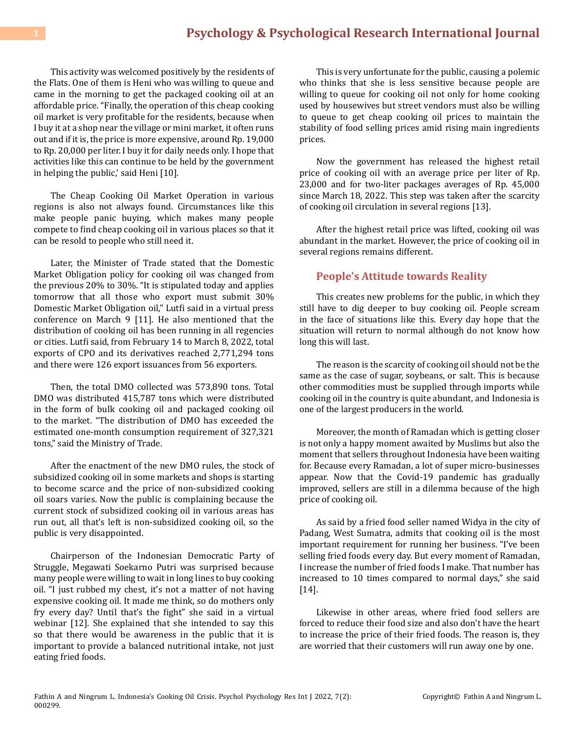This activity was welcomed positively by the residents of the Flats. One of them is Heni who was willing to queue and came in the morning to get the packaged cooking oil at an affordable price. "Finally, the operation of this cheap cooking oil market is very profitable for the residents, because when I buy it at a shop near the village or mini market, it often runs out and if it is, the price is more expensive, around Rp. 19,000 to Rp. 20,000 per liter. I buy it for daily needs only. I hope that activities like this can continue to be held by the government in helping the public,' said Heni [10].

The Cheap Cooking Oil Market Operation in various regions is also not always found. Circumstances like this make people panic buying, which makes many people compete to find cheap cooking oil in various places so that it can be resold to people who still need it.

Later, the Minister of Trade stated that the Domestic Market Obligation policy for cooking oil was changed from the previous 20% to 30%. "It is stipulated today and applies tomorrow that all those who export must submit 30% Domestic Market Obligation oil," Lutfi said in a virtual press conference on March 9 [11]. He also mentioned that the distribution of cooking oil has been running in all regencies or cities. Lutfi said, from February 14 to March 8, 2022, total exports of CPO and its derivatives reached 2,771,294 tons and there were 126 export issuances from 56 exporters.

Then, the total DMO collected was 573,890 tons. Total DMO was distributed 415,787 tons which were distributed in the form of bulk cooking oil and packaged cooking oil to the market. "The distribution of DMO has exceeded the estimated one-month consumption requirement of 327,321 tons," said the Ministry of Trade.

After the enactment of the new DMO rules, the stock of subsidized cooking oil in some markets and shops is starting to become scarce and the price of non-subsidized cooking oil soars varies. Now the public is complaining because the current stock of subsidized cooking oil in various areas has run out, all that's left is non-subsidized cooking oil, so the public is very disappointed.

Chairperson of the Indonesian Democratic Party of Struggle, Megawati Soekarno Putri was surprised because many people were willing to wait in long lines to buy cooking oil. "I just rubbed my chest, it's not a matter of not having expensive cooking oil. It made me think, so do mothers only fry every day? Until that's the fight" she said in a virtual webinar [12]. She explained that she intended to say this so that there would be awareness in the public that it is important to provide a balanced nutritional intake, not just eating fried foods.

This is very unfortunate for the public, causing a polemic who thinks that she is less sensitive because people are willing to queue for cooking oil not only for home cooking used by housewives but street vendors must also be willing to queue to get cheap cooking oil prices to maintain the stability of food selling prices amid rising main ingredients prices.

Now the government has released the highest retail price of cooking oil with an average price per liter of Rp. 23,000 and for two-liter packages averages of Rp. 45,000 since March 18, 2022. This step was taken after the scarcity of cooking oil circulation in several regions [13].

After the highest retail price was lifted, cooking oil was abundant in the market. However, the price of cooking oil in several regions remains different.

## People's Attitude towards Reality

This creates new problems for the public, in which they still have to dig deeper to buy cooking oil. People scream in the face of situations like this. Every day hope that the situation will return to normal although do not know how long this will last.

The reason is the scarcity of cooking oil should not be the same as the case of sugar, soybeans, or salt. This is because other commodities must be supplied through imports while cooking oil in the country is quite abundant, and Indonesia is one of the largest producers in the world.

Moreover, the month of Ramadan which is getting closer is not only a happy moment awaited by Muslims but also the moment that sellers throughout Indonesia have been waiting for. Because every Ramadan, a lot of super micro-businesses appear. Now that the Covid-19 pandemic has gradually improved, sellers are still in a dilemma because of the high price of cooking oil.

As said by a fried food seller named Widya in the city of Padang, West Sumatra, admits that cooking oil is the most important requirement for running her business. "I've been selling fried foods every day. But every moment of Ramadan, I increase the number of fried foods I make. That number has increased to 10 times compared to normal days," she said [14].

Likewise in other areas, where fried food sellers are forced to reduce their food size and also don't have the heart to increase the price of their fried foods. The reason is, they are worried that their customers will run away one by one.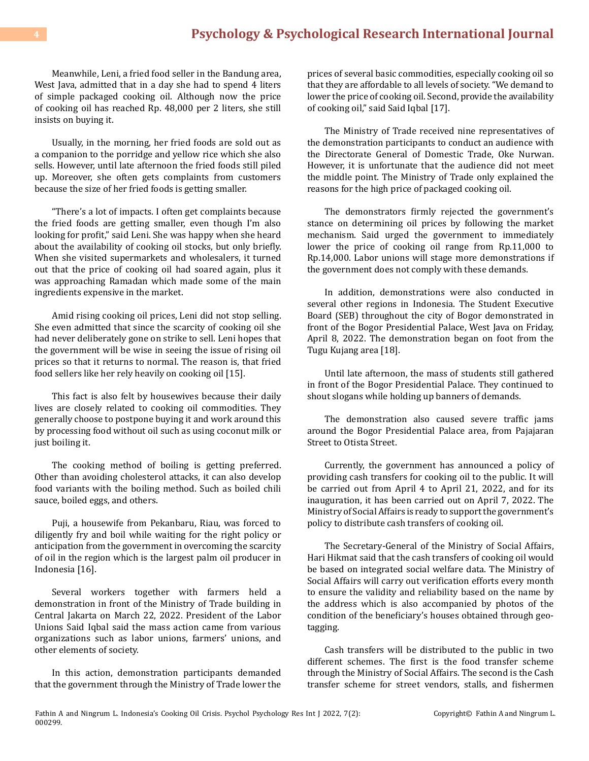Meanwhile, Leni, a fried food seller in the Bandung area, West Java, admitted that in a day she had to spend 4 liters of simple packaged cooking oil. Although now the price of cooking oil has reached Rp. 48,000 per 2 liters, she still insists on buying it.

Usually, in the morning, her fried foods are sold out as a companion to the porridge and yellow rice which she also sells. However, until late afternoon the fried foods still piled up. Moreover, she often gets complaints from customers because the size of her fried foods is getting smaller.

"There's a lot of impacts. I often get complaints because the fried foods are getting smaller, even though I'm also looking for profit," said Leni. She was happy when she heard about the availability of cooking oil stocks, but only briefly. When she visited supermarkets and wholesalers, it turned out that the price of cooking oil had soared again, plus it was approaching Ramadan which made some of the main ingredients expensive in the market.

Amid rising cooking oil prices, Leni did not stop selling. She even admitted that since the scarcity of cooking oil she had never deliberately gone on strike to sell. Leni hopes that the government will be wise in seeing the issue of rising oil prices so that it returns to normal. The reason is, that fried food sellers like her rely heavily on cooking oil [15].

This fact is also felt by housewives because their daily lives are closely related to cooking oil commodities. They generally choose to postpone buying it and work around this by processing food without oil such as using coconut milk or just boiling it.

The cooking method of boiling is getting preferred. Other than avoiding cholesterol attacks, it can also develop food variants with the boiling method. Such as boiled chili sauce, boiled eggs, and others.

Puji, a housewife from Pekanbaru, Riau, was forced to diligently fry and boil while waiting for the right policy or anticipation from the government in overcoming the scarcity of oil in the region which is the largest palm oil producer in Indonesia [16].

Several workers together with farmers held a demonstration in front of the Ministry of Trade building in Central Jakarta on March 22, 2022. President of the Labor Unions Said Iqbal said the mass action came from various organizations such as labor unions, farmers' unions, and other elements of society.

In this action, demonstration participants demanded that the government through the Ministry of Trade lower the prices of several basic commodities, especially cooking oil so that they are affordable to all levels of society. "We demand to lower the price of cooking oil. Second, provide the availability of cooking oil," said Said Iqbal [17].

The Ministry of Trade received nine representatives of the demonstration participants to conduct an audience with the Directorate General of Domestic Trade, Oke Nurwan. However, it is unfortunate that the audience did not meet the middle point. The Ministry of Trade only explained the reasons for the high price of packaged cooking oil.

The demonstrators firmly rejected the government's stance on determining oil prices by following the market mechanism. Said urged the government to immediately lower the price of cooking oil range from Rp.11,000 to Rp.14,000. Labor unions will stage more demonstrations if the government does not comply with these demands.

In addition, demonstrations were also conducted in several other regions in Indonesia. The Student Executive Board (SEB) throughout the city of Bogor demonstrated in front of the Bogor Presidential Palace, West Java on Friday, April 8, 2022. The demonstration began on foot from the Tugu Kujang area [18].

Until late afternoon, the mass of students still gathered in front of the Bogor Presidential Palace. They continued to shout slogans while holding up banners of demands.

The demonstration also caused severe traffic jams around the Bogor Presidential Palace area, from Pajajaran Street to Otista Street.

Currently, the government has announced a policy of providing cash transfers for cooking oil to the public. It will be carried out from April 4 to April 21, 2022, and for its inauguration, it has been carried out on April 7, 2022. The Ministry of Social Affairs is ready to support the government's policy to distribute cash transfers of cooking oil.

The Secretary-General of the Ministry of Social Affairs, Hari Hikmat said that the cash transfers of cooking oil would be based on integrated social welfare data. The Ministry of Social Affairs will carry out verification efforts every month to ensure the validity and reliability based on the name by the address which is also accompanied by photos of the condition of the beneficiary's houses obtained through geo-tagging.

Cash transfers will be distributed to the public in two different schemes. The first is the food transfer scheme through the Ministry of Social Affairs. The second is the Cash transfer scheme for street vendors, stalls, and fishermen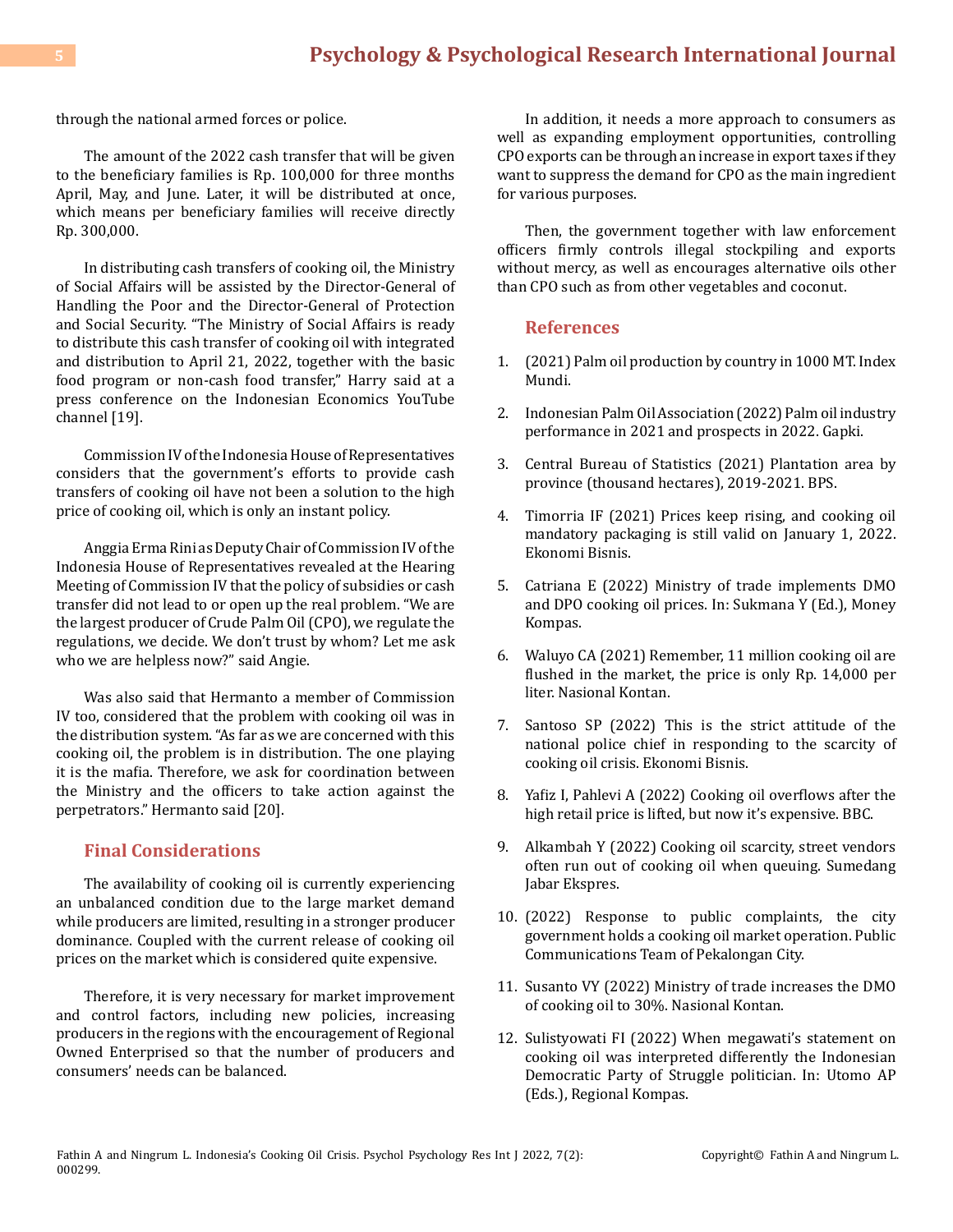through the national armed forces or police.

The amount of the 2022 cash transfer that will be given to the beneficiary families is Rp. 100,000 for three months April, May, and June. Later, it will be distributed at once, which means per beneficiary families will receive directly Rp. 300,000.

In distributing cash transfers of cooking oil, the Ministry of Social Affairs will be assisted by the Director-General of Handling the Poor and the Director-General of Protection and Social Security. "The Ministry of Social Affairs is ready to distribute this cash transfer of cooking oil with integrated and distribution to April 21, 2022, together with the basic food program or non-cash food transfer," Harry said at a press conference on the Indonesian Economics YouTube channel [19].

Commission IV of the Indonesia House of Representatives considers that the government's efforts to provide cash transfers of cooking oil have not been a solution to the high price of cooking oil, which is only an instant policy.

Anggia Erma Rini as Deputy Chair of Commission IV of the Indonesia House of Representatives revealed at the Hearing Meeting of Commission IV that the policy of subsidies or cash transfer did not lead to or open up the real problem. "We are the largest producer of Crude Palm Oil (CPO), we regulate the regulations, we decide. We don't trust by whom? Let me ask who we are helpless now?" said Angie.

Was also said that Hermanto a member of Commission IV too, considered that the problem with cooking oil was in the distribution system. "As far as we are concerned with this cooking oil, the problem is in distribution. The one playing it is the mafia. Therefore, we ask for coordination between the Ministry and the officers to take action against the perpetrators." Hermanto said [20].

## Final Considerations

The availability of cooking oil is currently experiencing an unbalanced condition due to the large market demand while producers are limited, resulting in a stronger producer dominance. Coupled with the current release of cooking oil prices on the market which is considered quite expensive.

Therefore, it is very necessary for market improvement and control factors, including new policies, increasing producers in the regions with the encouragement of Regional Owned Enterprised so that the number of producers and consumers' needs can be balanced.

In addition, it needs a more approach to consumers as well as expanding employment opportunities, controlling CPO exports can be through an increase in export taxes if they want to suppress the demand for CPO as the main ingredient for various purposes.

Then, the government together with law enforcement officers firmly controls illegal stockpiling and exports without mercy, as well as encourages alternative oils other than CPO such as from other vegetables and coconut.

## References

1. (2021) Palm oil production by country in 1000 MT. Index Mundi.
2. Indonesian Palm Oil Association (2022) Palm oil industry performance in 2021 and prospects in 2022. Gapki.
3. Central Bureau of Statistics (2021) Plantation area by province (thousand hectares), 2019-2021. BPS.
4. Timorria IF (2021) Prices keep rising, and cooking oil mandatory packaging is still valid on January 1, 2022. Ekonomi Bisnis.
5. Catriana E (2022) Ministry of trade implements DMO and DPO cooking oil prices. In: Sukmana Y (Ed.), Money Kompas.
6. Waluyo CA (2021) Remember, 11 million cooking oil are flushed in the market, the price is only Rp. 14,000 per liter. Nasional Kontan.
7. Santoso SP (2022) This is the strict attitude of the national police chief in responding to the scarcity of cooking oil crisis. Ekonomi Bisnis.
8. Yafiz I, Pahlevi A (2022) Cooking oil overflows after the high retail price is lifted, but now it's expensive. BBC.
9. Alkambah Y (2022) Cooking oil scarcity, street vendors often run out of cooking oil when queuing. Sumedang Jabar Ekspres.
10. (2022) Response to public complaints, the city government holds a cooking oil market operation. Public Communications Team of Pekalongan City.
11. Susanto VY (2022) Ministry of trade increases the DMO of cooking oil to 30%. Nasional Kontan.
12. Sulistyowati FI (2022) When megawati's statement on cooking oil was interpreted differently the Indonesian Democratic Party of Struggle politician. In: Utomo AP (Eds.), Regional Kompas.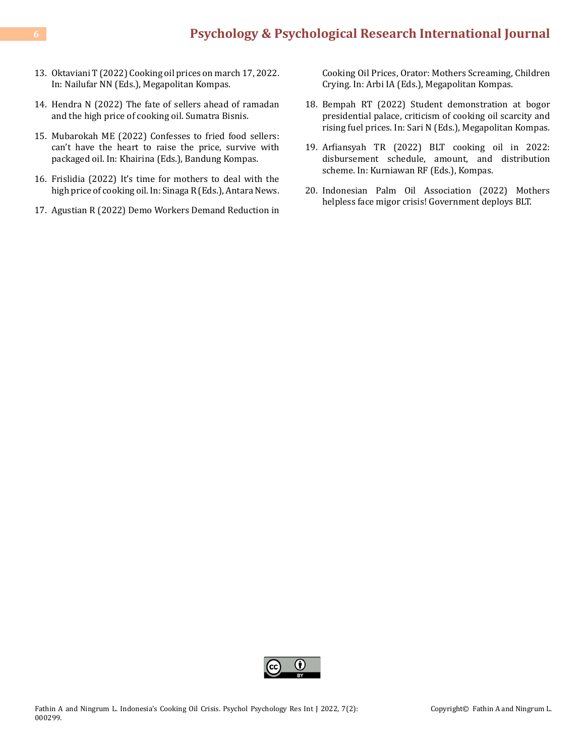13. Oktaviani T (2022) Cooking oil prices on march 17, 2022. In: Nailufar NN (Eds.), Megapolitan Kompas.
14. Hendra N (2022) The fate of sellers ahead of ramadan and the high price of cooking oil. Sumatra Bisnis.
15. Mubarokah ME (2022) Confesses to fried food sellers: can't have the heart to raise the price, survive with packaged oil. In: Khairina (Eds.), Bandung Kompas.
16. Frislidia (2022) It's time for mothers to deal with the high price of cooking oil. In: Sinaga R (Eds.), Antara News.
17. Agustian R (2022) Demo Workers Demand Reduction in Cooking Oil Prices, Orator: Mothers Screaming, Children Crying. In: Arbi IA (Eds.), Megapolitan Kompas.
18. Bempah RT (2022) Student demonstration at bogor presidential palace, criticism of cooking oil scarcity and rising fuel prices. In: Sari N (Eds.), Megapolitan Kompas.
19. Arfiansyah TR (2022) BLT cooking oil in 2022: disbursement schedule, amount, and distribution scheme. In: Kurniawan RF (Eds.), Kompas.
20. Indonesian Palm Oil Association (2022) Mothers helpless face migor crisis! Government deploys BLT.